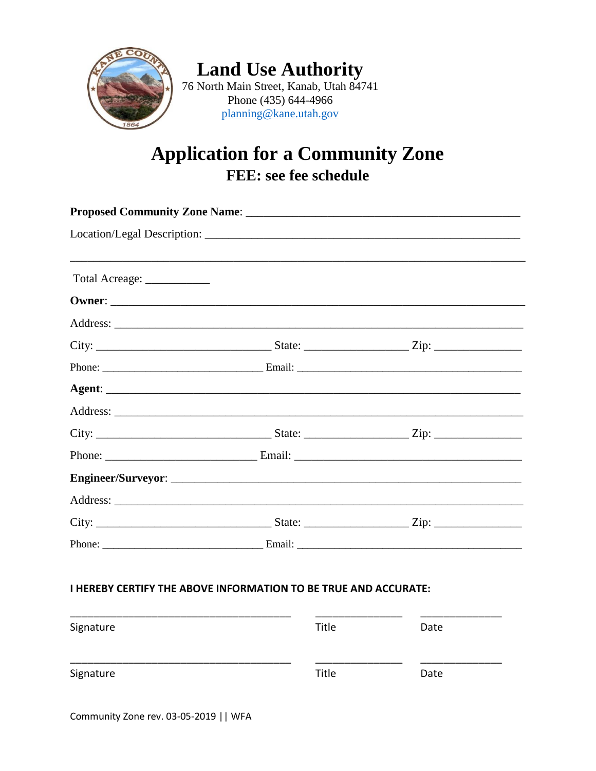# Land Use Authority

76 North Main Street, Kanab, Utah 84741
Phone (435) 644-4966
planning@kane.utah.gov

# Application for a Community Zone

## FEE: see fee schedule

**Proposed Community Zone Name**: ______________________________________________

Location/Legal Description: ______________________________________________________

__________________________________________________________________________

Total Acreage: ___________

**Owner**: ________________________________________________________________

Address: _________________________________________________________________

City: ______________________________ State: _________________ Zip: ______________

Phone: ____________________________ Email: ______________________________________

**Agent**: ________________________________________________________________

Address: _________________________________________________________________

City: ______________________________ State: _________________ Zip: ______________

Phone: __________________________ Email: ________________________________________

**Engineer/Surveyor**: ______________________________________________________

Address: _________________________________________________________________

City: ______________________________ State: _________________ Zip: ______________

Phone: ____________________________ Email: ______________________________________

**I HEREBY CERTIFY THE ABOVE INFORMATION TO BE TRUE AND ACCURATE:**

_______________________________________ _______________ ______________
Signature Title Date

_______________________________________ _______________ ______________
Signature Title Date

Community Zone rev. 03-05-2019 || WFA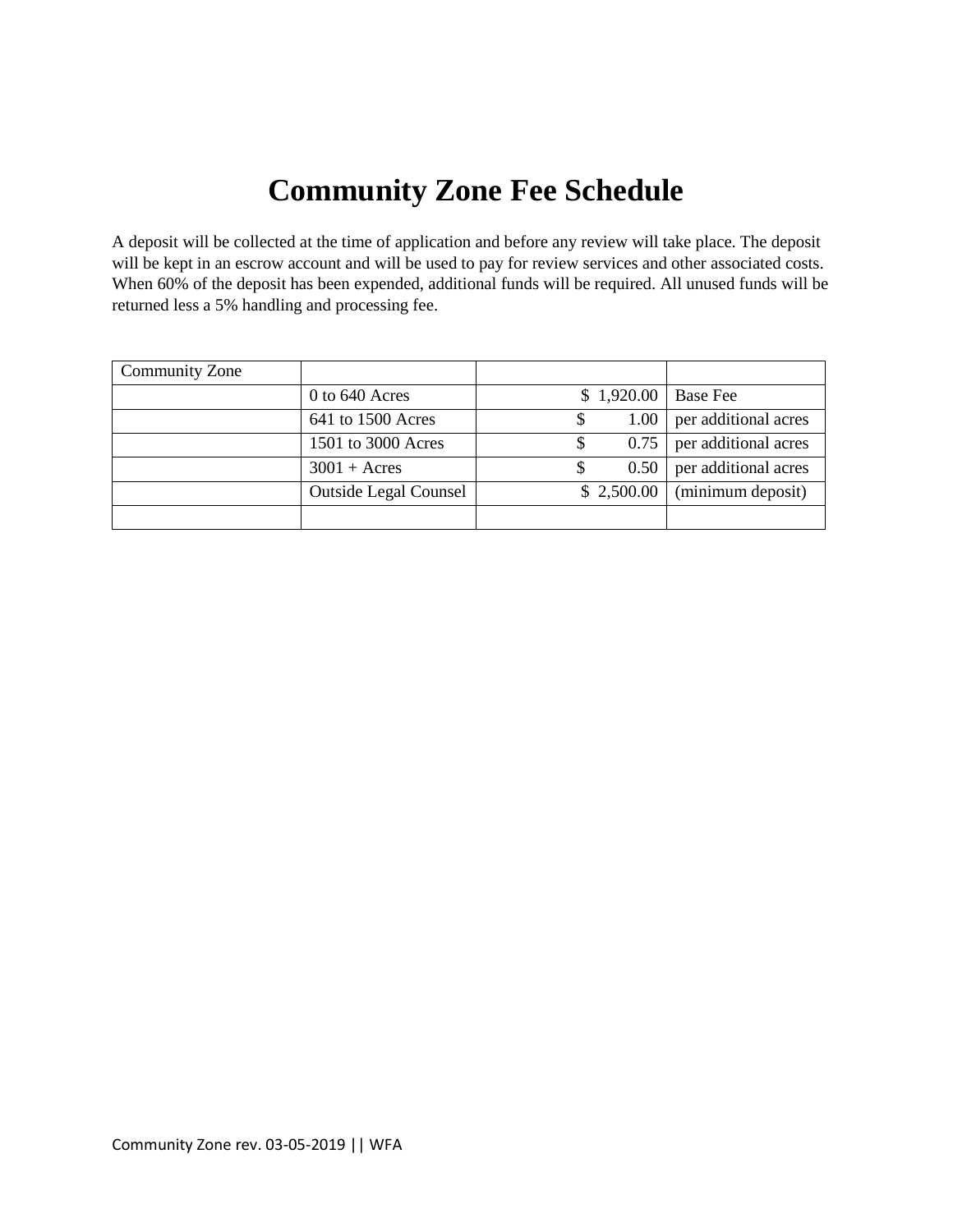# Community Zone Fee Schedule

A deposit will be collected at the time of application and before any review will take place. The deposit will be kept in an escrow account and will be used to pay for review services and other associated costs. When 60% of the deposit has been expended, additional funds will be required. All unused funds will be returned less a 5% handling and processing fee.

| Community Zone | | | |
|---|---|---|---|
| | 0 to 640 Acres | $ 1,920.00 | Base Fee |
| | 641 to 1500 Acres | $ 1.00 | per additional acres |
| | 1501 to 3000 Acres | $ 0.75 | per additional acres |
| | 3001 + Acres | $ 0.50 | per additional acres |
| | Outside Legal Counsel | $ 2,500.00 | (minimum deposit) |
| | | | |

Community Zone rev. 03-05-2019 || WFA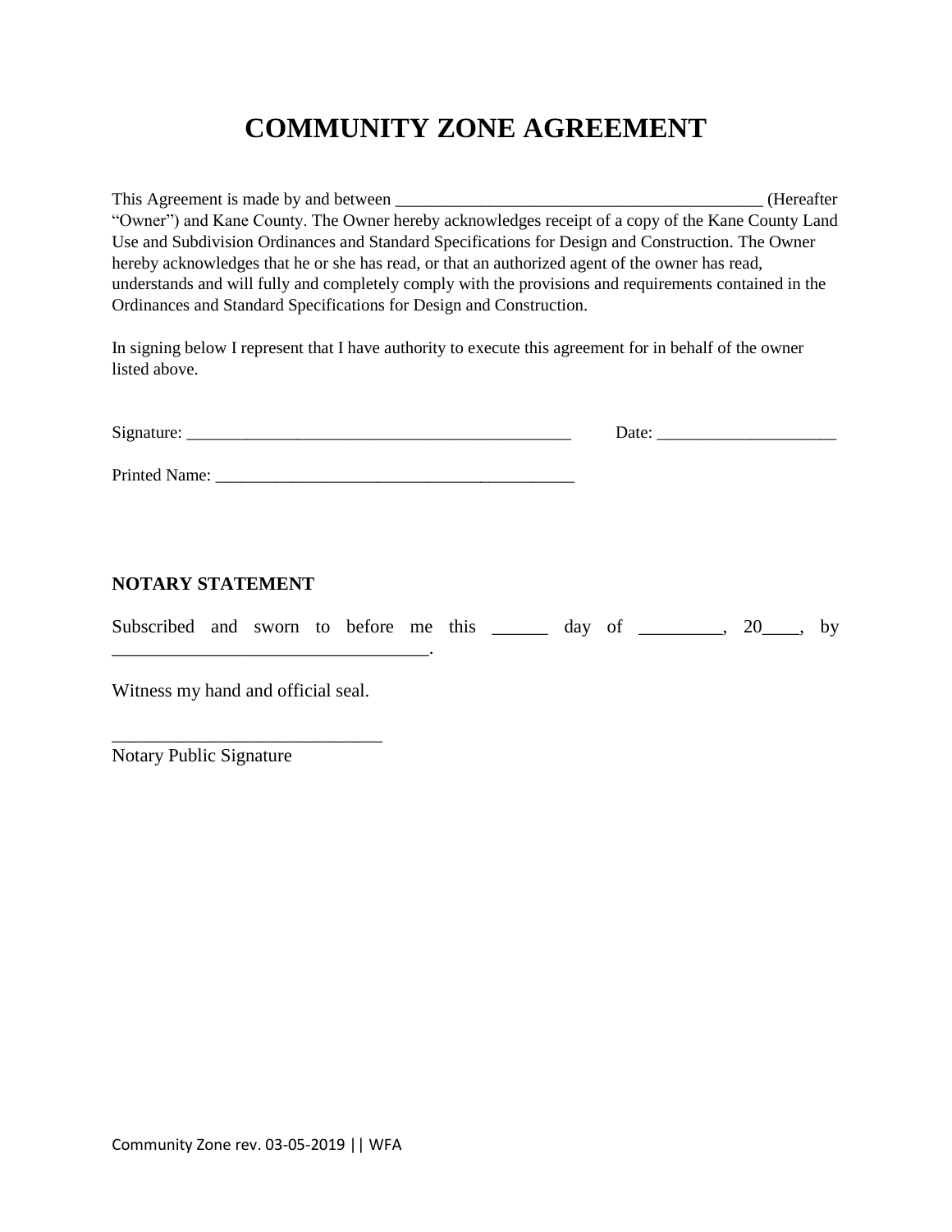# COMMUNITY ZONE AGREEMENT

This Agreement is made by and between _____________________________________________ (Hereafter "Owner") and Kane County. The Owner hereby acknowledges receipt of a copy of the Kane County Land Use and Subdivision Ordinances and Standard Specifications for Design and Construction. The Owner hereby acknowledges that he or she has read, or that an authorized agent of the owner has read, understands and will fully and completely comply with the provisions and requirements contained in the Ordinances and Standard Specifications for Design and Construction.

In signing below I represent that I have authority to execute this agreement for in behalf of the owner listed above.

Signature: _______________________________________________ Date: _____________________

Printed Name: ____________________________________________

**NOTARY STATEMENT**

Subscribed and sworn to before me this ______ day of _________, 20____, by ___________________________________.

Witness my hand and official seal.

_____________________________
Notary Public Signature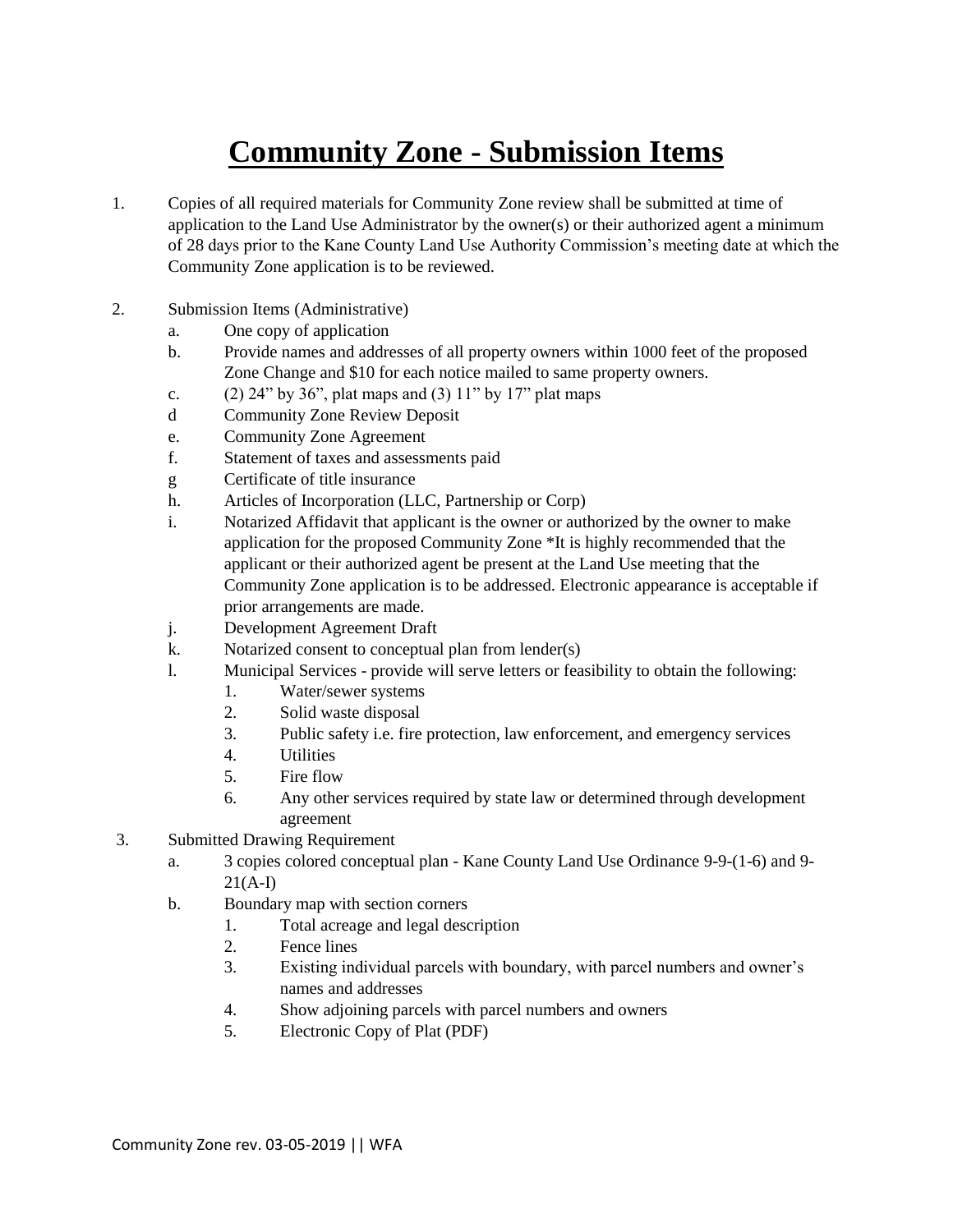# Community Zone - Submission Items

1. Copies of all required materials for Community Zone review shall be submitted at time of application to the Land Use Administrator by the owner(s) or their authorized agent a minimum of 28 days prior to the Kane County Land Use Authority Commission's meeting date at which the Community Zone application is to be reviewed.

2. Submission Items (Administrative)
   - a. One copy of application
   - b. Provide names and addresses of all property owners within 1000 feet of the proposed Zone Change and $10 for each notice mailed to same property owners.
   - c. (2) 24" by 36", plat maps and (3) 11" by 17" plat maps
   - d Community Zone Review Deposit
   - e. Community Zone Agreement
   - f. Statement of taxes and assessments paid
   - g Certificate of title insurance
   - h. Articles of Incorporation (LLC, Partnership or Corp)
   - i. Notarized Affidavit that applicant is the owner or authorized by the owner to make application for the proposed Community Zone *It is highly recommended that the applicant or their authorized agent be present at the Land Use meeting that the Community Zone application is to be addressed. Electronic appearance is acceptable if prior arrangements are made.
   - j. Development Agreement Draft
   - k. Notarized consent to conceptual plan from lender(s)
   - l. Municipal Services - provide will serve letters or feasibility to obtain the following:
     1. Water/sewer systems
     2. Solid waste disposal
     3. Public safety i.e. fire protection, law enforcement, and emergency services
     4. Utilities
     5. Fire flow
     6. Any other services required by state law or determined through development agreement

3. Submitted Drawing Requirement
   - a. 3 copies colored conceptual plan - Kane County Land Use Ordinance 9-9-(1-6) and 9-21(A-I)
   - b. Boundary map with section corners
     1. Total acreage and legal description
     2. Fence lines
     3. Existing individual parcels with boundary, with parcel numbers and owner's names and addresses
     4. Show adjoining parcels with parcel numbers and owners
     5. Electronic Copy of Plat (PDF)